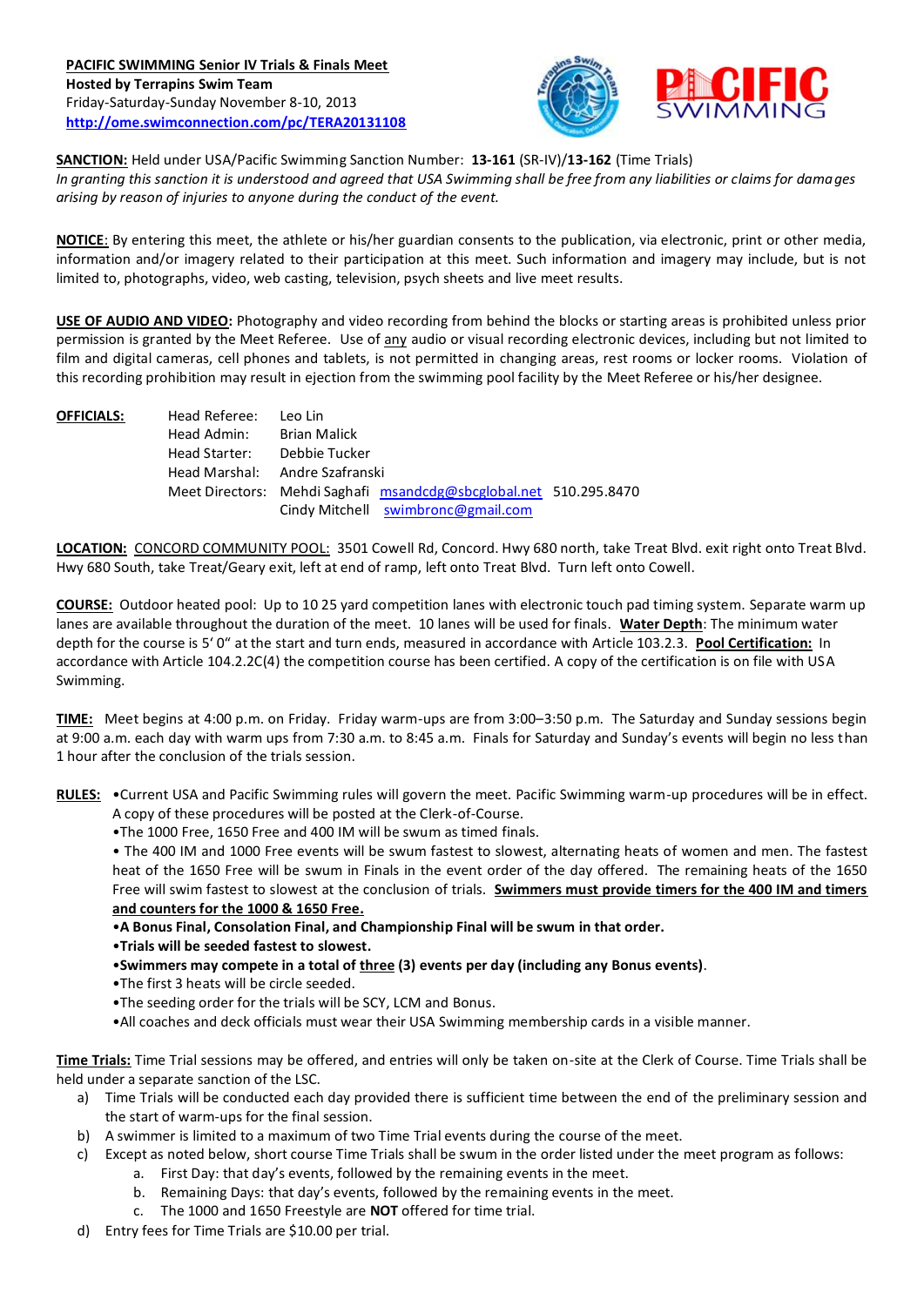**PACIFIC SWIMMING Senior IV Trials & Finals Meet**
**Hosted by Terrapins Swim Team**
Friday-Saturday-Sunday November 8-10, 2013
**http://ome.swimconnection.com/pc/TERA20131108**

**SANCTION:** Held under USA/Pacific Swimming Sanction Number: **13-161** (SR-IV)/**13-162** (Time Trials)
*In granting this sanction it is understood and agreed that USA Swimming shall be free from any liabilities or claims for damages arising by reason of injuries to anyone during the conduct of the event.*

**NOTICE**: By entering this meet, the athlete or his/her guardian consents to the publication, via electronic, print or other media, information and/or imagery related to their participation at this meet. Such information and imagery may include, but is not limited to, photographs, video, web casting, television, psych sheets and live meet results.

**USE OF AUDIO AND VIDEO:** Photography and video recording from behind the blocks or starting areas is prohibited unless prior permission is granted by the Meet Referee. Use of any audio or visual recording electronic devices, including but not limited to film and digital cameras, cell phones and tablets, is not permitted in changing areas, rest rooms or locker rooms. Violation of this recording prohibition may result in ejection from the swimming pool facility by the Meet Referee or his/her designee.

**OFFICIALS:**

| | | | |
|---|---|---|---|
| Head Referee: | Leo Lin | | |
| Head Admin: | Brian Malick | | |
| Head Starter: | Debbie Tucker | | |
| Head Marshal: | Andre Szafranski | | |
| Meet Directors: | Mehdi Saghafi | msandcdg@sbcglobal.net | 510.295.8470 |
| | Cindy Mitchell | swimbronc@gmail.com | |

**LOCATION:** CONCORD COMMUNITY POOL: 3501 Cowell Rd, Concord. Hwy 680 north, take Treat Blvd. exit right onto Treat Blvd. Hwy 680 South, take Treat/Geary exit, left at end of ramp, left onto Treat Blvd. Turn left onto Cowell.

**COURSE:** Outdoor heated pool: Up to 10 25 yard competition lanes with electronic touch pad timing system. Separate warm up lanes are available throughout the duration of the meet. 10 lanes will be used for finals. **Water Depth**: The minimum water depth for the course is 5' 0" at the start and turn ends, measured in accordance with Article 103.2.3. **Pool Certification:** In accordance with Article 104.2.2C(4) the competition course has been certified. A copy of the certification is on file with USA Swimming.

**TIME:** Meet begins at 4:00 p.m. on Friday. Friday warm-ups are from 3:00–3:50 p.m. The Saturday and Sunday sessions begin at 9:00 a.m. each day with warm ups from 7:30 a.m. to 8:45 a.m. Finals for Saturday and Sunday's events will begin no less than 1 hour after the conclusion of the trials session.

**RULES:**
- Current USA and Pacific Swimming rules will govern the meet. Pacific Swimming warm-up procedures will be in effect. A copy of these procedures will be posted at the Clerk-of-Course.
- The 1000 Free, 1650 Free and 400 IM will be swum as timed finals.
- The 400 IM and 1000 Free events will be swum fastest to slowest, alternating heats of women and men. The fastest heat of the 1650 Free will be swum in Finals in the event order of the day offered. The remaining heats of the 1650 Free will swim fastest to slowest at the conclusion of trials. **Swimmers must provide timers for the 400 IM and timers and counters for the 1000 & 1650 Free.**
- **A Bonus Final, Consolation Final, and Championship Final will be swum in that order.**
- **Trials will be seeded fastest to slowest.**
- **Swimmers may compete in a total of three (3) events per day (including any Bonus events)**.
- The first 3 heats will be circle seeded.
- The seeding order for the trials will be SCY, LCM and Bonus.
- All coaches and deck officials must wear their USA Swimming membership cards in a visible manner.

**Time Trials:** Time Trial sessions may be offered, and entries will only be taken on-site at the Clerk of Course. Time Trials shall be held under a separate sanction of the LSC.

a) Time Trials will be conducted each day provided there is sufficient time between the end of the preliminary session and the start of warm-ups for the final session.
b) A swimmer is limited to a maximum of two Time Trial events during the course of the meet.
c) Except as noted below, short course Time Trials shall be swum in the order listed under the meet program as follows:
    a. First Day: that day's events, followed by the remaining events in the meet.
    b. Remaining Days: that day's events, followed by the remaining events in the meet.
    c. The 1000 and 1650 Freestyle are **NOT** offered for time trial.
d) Entry fees for Time Trials are $10.00 per trial.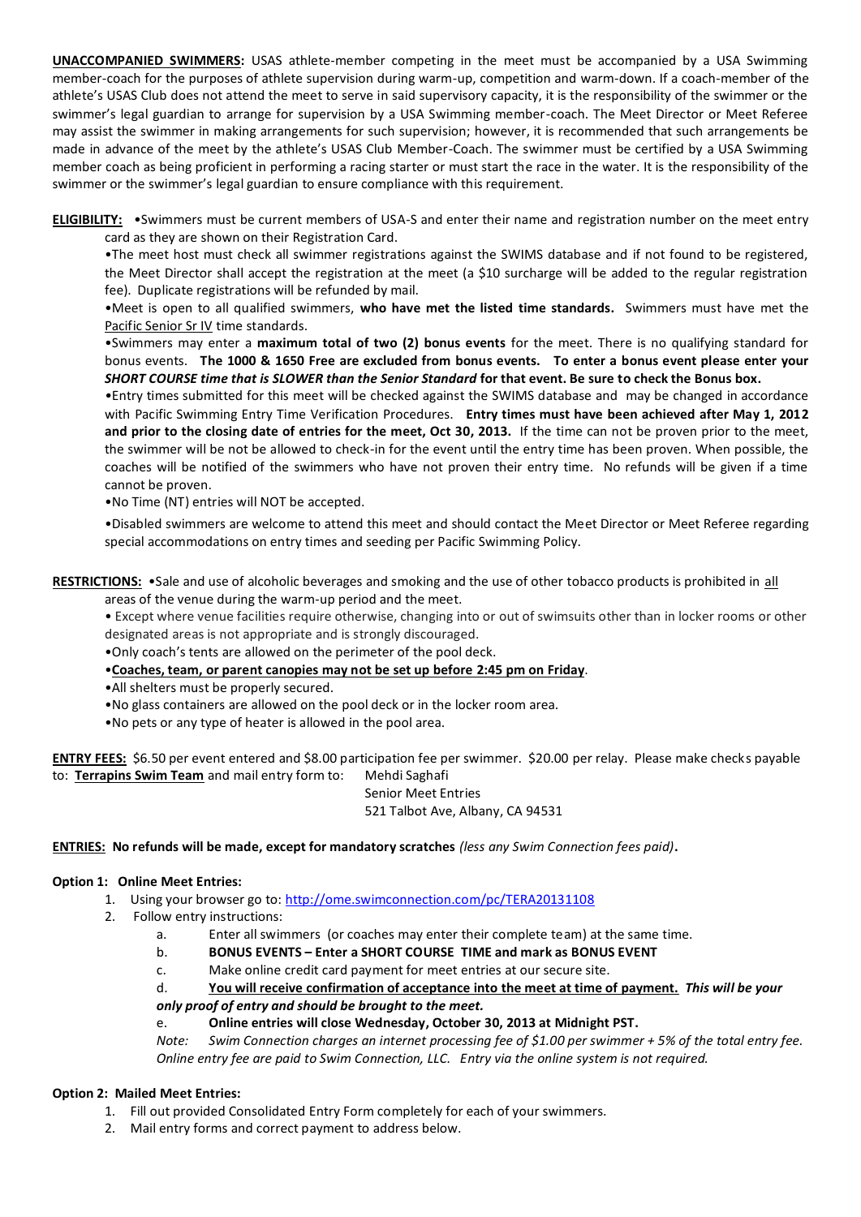**UNACCOMPANIED SWIMMERS:** USAS athlete-member competing in the meet must be accompanied by a USA Swimming member-coach for the purposes of athlete supervision during warm-up, competition and warm-down. If a coach-member of the athlete's USAS Club does not attend the meet to serve in said supervisory capacity, it is the responsibility of the swimmer or the swimmer's legal guardian to arrange for supervision by a USA Swimming member-coach. The Meet Director or Meet Referee may assist the swimmer in making arrangements for such supervision; however, it is recommended that such arrangements be made in advance of the meet by the athlete's USAS Club Member-Coach. The swimmer must be certified by a USA Swimming member coach as being proficient in performing a racing starter or must start the race in the water. It is the responsibility of the swimmer or the swimmer's legal guardian to ensure compliance with this requirement.

**ELIGIBILITY:** •Swimmers must be current members of USA-S and enter their name and registration number on the meet entry card as they are shown on their Registration Card.

•The meet host must check all swimmer registrations against the SWIMS database and if not found to be registered, the Meet Director shall accept the registration at the meet (a $10 surcharge will be added to the regular registration fee). Duplicate registrations will be refunded by mail.

•Meet is open to all qualified swimmers, **who have met the listed time standards.** Swimmers must have met the Pacific Senior Sr IV time standards.

•Swimmers may enter a **maximum total of two (2) bonus events** for the meet. There is no qualifying standard for bonus events. **The 1000 & 1650 Free are excluded from bonus events. To enter a bonus event please enter your *SHORT COURSE time that is SLOWER than the Senior Standard* for that event. Be sure to check the Bonus box.**

•Entry times submitted for this meet will be checked against the SWIMS database and may be changed in accordance with Pacific Swimming Entry Time Verification Procedures. **Entry times must have been achieved after May 1, 2012 and prior to the closing date of entries for the meet, Oct 30, 2013.** If the time can not be proven prior to the meet, the swimmer will be not be allowed to check-in for the event until the entry time has been proven. When possible, the coaches will be notified of the swimmers who have not proven their entry time. No refunds will be given if a time cannot be proven.

•No Time (NT) entries will NOT be accepted.

•Disabled swimmers are welcome to attend this meet and should contact the Meet Director or Meet Referee regarding special accommodations on entry times and seeding per Pacific Swimming Policy.

**RESTRICTIONS:** •Sale and use of alcoholic beverages and smoking and the use of other tobacco products is prohibited in all areas of the venue during the warm-up period and the meet.

• Except where venue facilities require otherwise, changing into or out of swimsuits other than in locker rooms or other designated areas is not appropriate and is strongly discouraged.

•Only coach's tents are allowed on the perimeter of the pool deck.

•**Coaches, team, or parent canopies may not be set up before 2:45 pm on Friday**.

•All shelters must be properly secured.

•No glass containers are allowed on the pool deck or in the locker room area.

•No pets or any type of heater is allowed in the pool area.

**ENTRY FEES:** $6.50 per event entered and $8.00 participation fee per swimmer. $20.00 per relay. Please make checks payable to: **Terrapins Swim Team** and mail entry form to:

Mehdi Saghafi
Senior Meet Entries
521 Talbot Ave, Albany, CA 94531

**ENTRIES: No refunds will be made, except for mandatory scratches** *(less any Swim Connection fees paid)***.**

**Option 1: Online Meet Entries:**

1. Using your browser go to: http://ome.swimconnection.com/pc/TERA20131108
2. Follow entry instructions:
   a. Enter all swimmers (or coaches may enter their complete team) at the same time.
   b. **BONUS EVENTS – Enter a SHORT COURSE TIME and mark as BONUS EVENT**
   c. Make online credit card payment for meet entries at our secure site.
   d. **You will receive confirmation of acceptance into the meet at time of payment.** ***This will be your only proof of entry and should be brought to the meet.***
   e. **Online entries will close Wednesday, October 30, 2013 at Midnight PST.**

*Note: Swim Connection charges an internet processing fee of $1.00 per swimmer + 5% of the total entry fee. Online entry fee are paid to Swim Connection, LLC. Entry via the online system is not required.*

**Option 2: Mailed Meet Entries:**

1. Fill out provided Consolidated Entry Form completely for each of your swimmers.
2. Mail entry forms and correct payment to address below.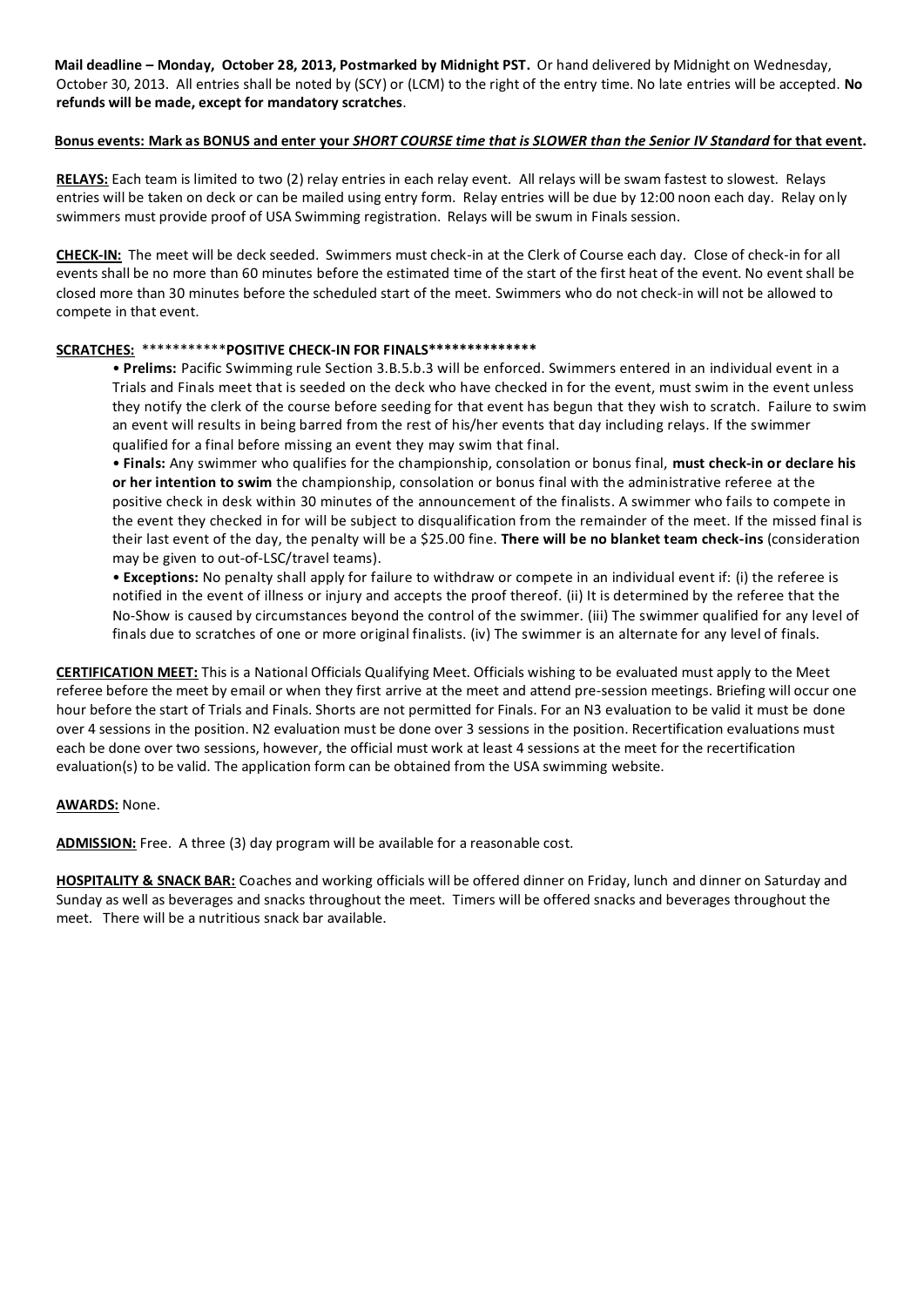**Mail deadline – Monday, October 28, 2013, Postmarked by Midnight PST.** Or hand delivered by Midnight on Wednesday, October 30, 2013. All entries shall be noted by (SCY) or (LCM) to the right of the entry time. No late entries will be accepted. **No refunds will be made, except for mandatory scratches**.

**Bonus events: Mark as BONUS and enter your *SHORT COURSE time that is SLOWER than the Senior IV Standard* for that event.**

**RELAYS:** Each team is limited to two (2) relay entries in each relay event. All relays will be swam fastest to slowest. Relays entries will be taken on deck or can be mailed using entry form. Relay entries will be due by 12:00 noon each day. Relay only swimmers must provide proof of USA Swimming registration. Relays will be swum in Finals session.

**CHECK-IN:** The meet will be deck seeded. Swimmers must check-in at the Clerk of Course each day. Close of check-in for all events shall be no more than 60 minutes before the estimated time of the start of the first heat of the event. No event shall be closed more than 30 minutes before the scheduled start of the meet. Swimmers who do not check-in will not be allowed to compete in that event.

**SCRATCHES:** ***********POSITIVE CHECK-IN FOR FINALS**************

- **Prelims:** Pacific Swimming rule Section 3.B.5.b.3 will be enforced. Swimmers entered in an individual event in a Trials and Finals meet that is seeded on the deck who have checked in for the event, must swim in the event unless they notify the clerk of the course before seeding for that event has begun that they wish to scratch. Failure to swim an event will results in being barred from the rest of his/her events that day including relays. If the swimmer qualified for a final before missing an event they may swim that final.
- **Finals:** Any swimmer who qualifies for the championship, consolation or bonus final, **must check-in or declare his or her intention to swim** the championship, consolation or bonus final with the administrative referee at the positive check in desk within 30 minutes of the announcement of the finalists. A swimmer who fails to compete in the event they checked in for will be subject to disqualification from the remainder of the meet. If the missed final is their last event of the day, the penalty will be a $25.00 fine. **There will be no blanket team check-ins** (consideration may be given to out-of-LSC/travel teams).
- **Exceptions:** No penalty shall apply for failure to withdraw or compete in an individual event if: (i) the referee is notified in the event of illness or injury and accepts the proof thereof. (ii) It is determined by the referee that the No-Show is caused by circumstances beyond the control of the swimmer. (iii) The swimmer qualified for any level of finals due to scratches of one or more original finalists. (iv) The swimmer is an alternate for any level of finals.

**CERTIFICATION MEET:** This is a National Officials Qualifying Meet. Officials wishing to be evaluated must apply to the Meet referee before the meet by email or when they first arrive at the meet and attend pre-session meetings. Briefing will occur one hour before the start of Trials and Finals. Shorts are not permitted for Finals. For an N3 evaluation to be valid it must be done over 4 sessions in the position. N2 evaluation must be done over 3 sessions in the position. Recertification evaluations must each be done over two sessions, however, the official must work at least 4 sessions at the meet for the recertification evaluation(s) to be valid. The application form can be obtained from the USA swimming website.

**AWARDS:** None.

**ADMISSION:** Free. A three (3) day program will be available for a reasonable cost.

**HOSPITALITY & SNACK BAR:** Coaches and working officials will be offered dinner on Friday, lunch and dinner on Saturday and Sunday as well as beverages and snacks throughout the meet. Timers will be offered snacks and beverages throughout the meet. There will be a nutritious snack bar available.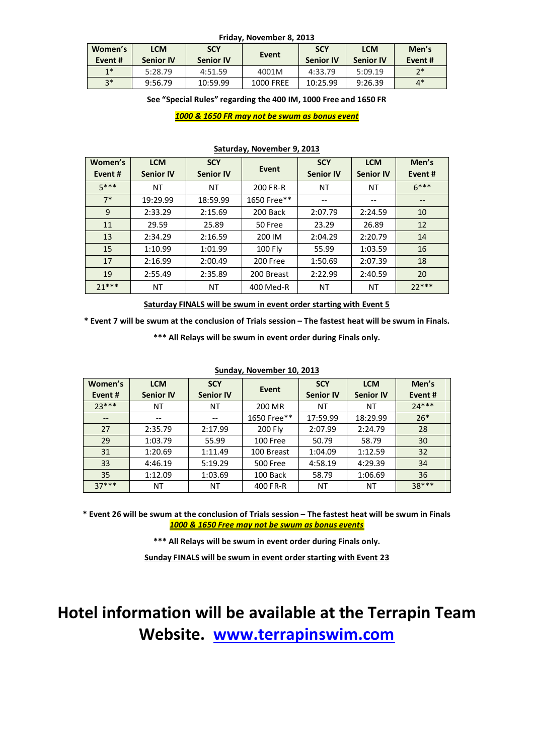**Friday, November 8, 2013**

| Women's Event # | LCM Senior IV | SCY Senior IV | Event | SCY Senior IV | LCM Senior IV | Men's Event # |
|---|---|---|---|---|---|---|
| 1* | 5:28.79 | 4:51.59 | 4001M | 4:33.79 | 5:09.19 | 2* |
| 3* | 9:56.79 | 10:59.99 | 1000 FREE | 10:25.99 | 9:26.39 | 4* |

**See "Special Rules" regarding the 400 IM, 1000 Free and 1650 FR**

***1000 & 1650 FR may not be swum as bonus event***

**Saturday, November 9, 2013**

| Women's Event # | LCM Senior IV | SCY Senior IV | Event | SCY Senior IV | LCM Senior IV | Men's Event # |
|---|---|---|---|---|---|---|
| 5*** | NT | NT | 200 FR-R | NT | NT | 6*** |
| 7* | 19:29.99 | 18:59.99 | 1650 Free** | -- | -- | -- |
| 9 | 2:33.29 | 2:15.69 | 200 Back | 2:07.79 | 2:24.59 | 10 |
| 11 | 29.59 | 25.89 | 50 Free | 23.29 | 26.89 | 12 |
| 13 | 2:34.29 | 2:16.59 | 200 IM | 2:04.29 | 2:20.79 | 14 |
| 15 | 1:10.99 | 1:01.99 | 100 Fly | 55.99 | 1:03.59 | 16 |
| 17 | 2:16.99 | 2:00.49 | 200 Free | 1:50.69 | 2:07.39 | 18 |
| 19 | 2:55.49 | 2:35.89 | 200 Breast | 2:22.99 | 2:40.59 | 20 |
| 21*** | NT | NT | 400 Med-R | NT | NT | 22*** |

**Saturday FINALS will be swum in event order starting with Event 5**

**\* Event 7 will be swum at the conclusion of Trials session – The fastest heat will be swum in Finals.**

**\*\*\* All Relays will be swum in event order during Finals only.**

**Sunday, November 10, 2013**

| Women's Event # | LCM Senior IV | SCY Senior IV | Event | SCY Senior IV | LCM Senior IV | Men's Event # |
|---|---|---|---|---|---|---|
| 23*** | NT | NT | 200 MR | NT | NT | 24*** |
| -- | -- | -- | 1650 Free** | 17:59.99 | 18:29.99 | 26* |
| 27 | 2:35.79 | 2:17.99 | 200 Fly | 2:07.99 | 2:24.79 | 28 |
| 29 | 1:03.79 | 55.99 | 100 Free | 50.79 | 58.79 | 30 |
| 31 | 1:20.69 | 1:11.49 | 100 Breast | 1:04.09 | 1:12.59 | 32 |
| 33 | 4:46.19 | 5:19.29 | 500 Free | 4:58.19 | 4:29.39 | 34 |
| 35 | 1:12.09 | 1:03.69 | 100 Back | 58.79 | 1:06.69 | 36 |
| 37*** | NT | NT | 400 FR-R | NT | NT | 38*** |

**\* Event 26 will be swum at the conclusion of Trials session – The fastest heat will be swum in Finals**

***1000 & 1650 Free may not be swum as bonus events***

**\*\*\* All Relays will be swum in event order during Finals only.**

**Sunday FINALS will be swum in event order starting with Event 23**

# Hotel information will be available at the Terrapin Team Website. www.terrapinswim.com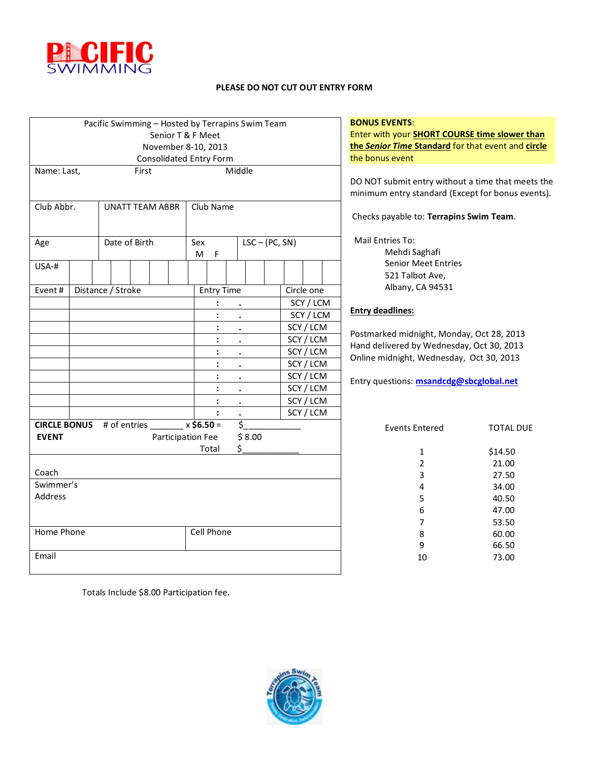**PLEASE DO NOT CUT OUT ENTRY FORM**

| Pacific Swimming – Hosted by Terrapins Swim Team<br>Senior T & F Meet<br>November 8-10, 2013<br>Consolidated Entry Form | | |
|---|---|---|
| Name: Last, | First | Middle |
| Club Abbr. | UNATT TEAM ABBR | Club Name |
| Age | Date of Birth | Sex M F / LSC – (PC, SN) |
| USA-# | | |

| Event # | Distance / Stroke | Entry Time | Circle one |
|---|---|---|---|
| | | : . | SCY / LCM |
| | | : . | SCY / LCM |
| | | : . | SCY / LCM |
| | | : . | SCY / LCM |
| | | : . | SCY / LCM |
| | | : . | SCY / LCM |
| | | : . | SCY / LCM |
| | | : . | SCY / LCM |
| | | : . | SCY / LCM |
| | | : . | SCY / LCM |

**CIRCLE BONUS EVENT** # of entries _______ x **$6.50** = $___________

Participation Fee $ 8.00

Total $___________

Coach

Swimmer's Address

| Home Phone | Cell Phone |
|---|---|

Email

Totals Include $8.00 Participation fee.

**BONUS EVENTS**: Enter with your **SHORT COURSE time slower than the *Senior Time* Standard** for that event and **circle** the bonus event

DO NOT submit entry without a time that meets the minimum entry standard (Except for bonus events).

Checks payable to: **Terrapins Swim Team**.

Mail Entries To:
Mehdi Saghafi
Senior Meet Entries
521 Talbot Ave,
Albany, CA 94531

**Entry deadlines:**

Postmarked midnight, Monday, Oct 28, 2013
Hand delivered by Wednesday, Oct 30, 2013
Online midnight, Wednesday, Oct 30, 2013

Entry questions: msandcdg@sbcglobal.net

| Events Entered | TOTAL DUE |
|---|---|
| 1 | $14.50 |
| 2 | 21.00 |
| 3 | 27.50 |
| 4 | 34.00 |
| 5 | 40.50 |
| 6 | 47.00 |
| 7 | 53.50 |
| 8 | 60.00 |
| 9 | 66.50 |
| 10 | 73.00 |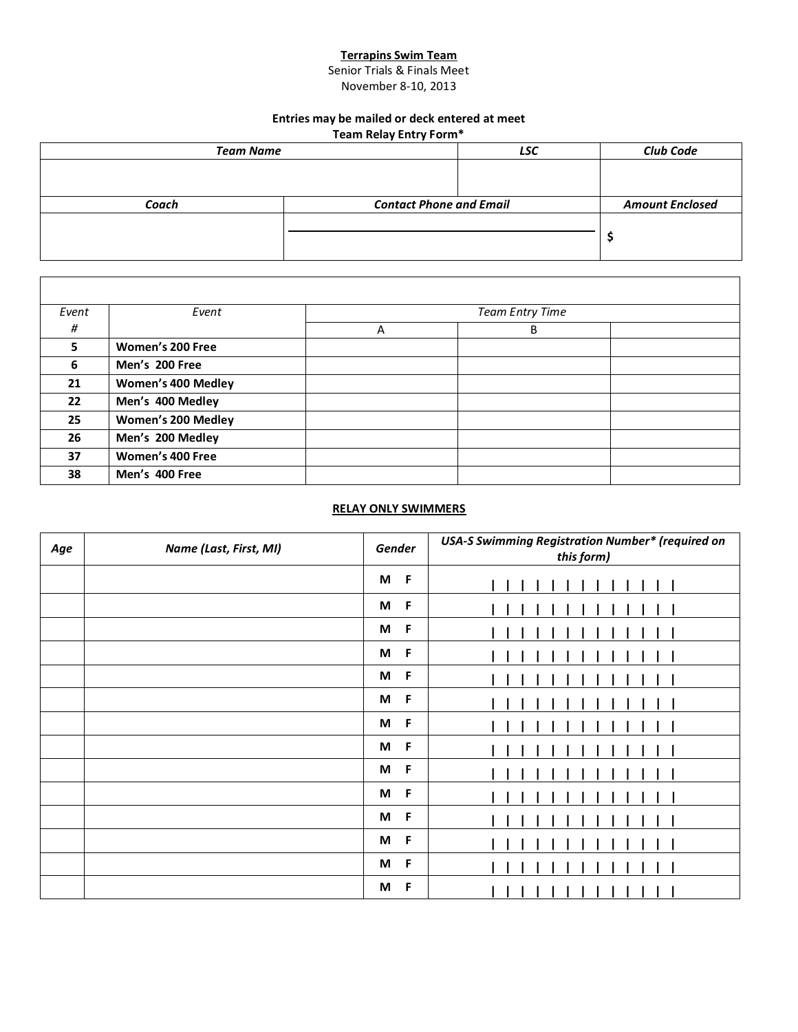**Terrapins Swim Team**

Senior Trials & Finals Meet

November 8-10, 2013

**Entries may be mailed or deck entered at meet**

**Team Relay Entry Form***

| *Team Name* | *LSC* | *Club Code* |
|---|---|---|
| | | |

| *Coach* | *Contact Phone and Email* | *Amount Enclosed* |
|---|---|---|
| | | $ |

| *Event #* | *Event* | *Team Entry Time* | | |
|---|---|---|---|---|
| | | A | B | |
| **5** | **Women's 200 Free** | | | |
| **6** | **Men's 200 Free** | | | |
| **21** | **Women's 400 Medley** | | | |
| **22** | **Men's 400 Medley** | | | |
| **25** | **Women's 200 Medley** | | | |
| **26** | **Men's 200 Medley** | | | |
| **37** | **Women's 400 Free** | | | |
| **38** | **Men's 400 Free** | | | |

**RELAY ONLY SWIMMERS**

| *Age* | *Name (Last, First, MI)* | *Gender* | *USA-S Swimming Registration Number* (required on this form)* |
|---|---|---|---|
| | | **M F** | |
| | | **M F** | |
| | | **M F** | |
| | | **M F** | |
| | | **M F** | |
| | | **M F** | |
| | | **M F** | |
| | | **M F** | |
| | | **M F** | |
| | | **M F** | |
| | | **M F** | |
| | | **M F** | |
| | | **M F** | |
| | | **M F** | |